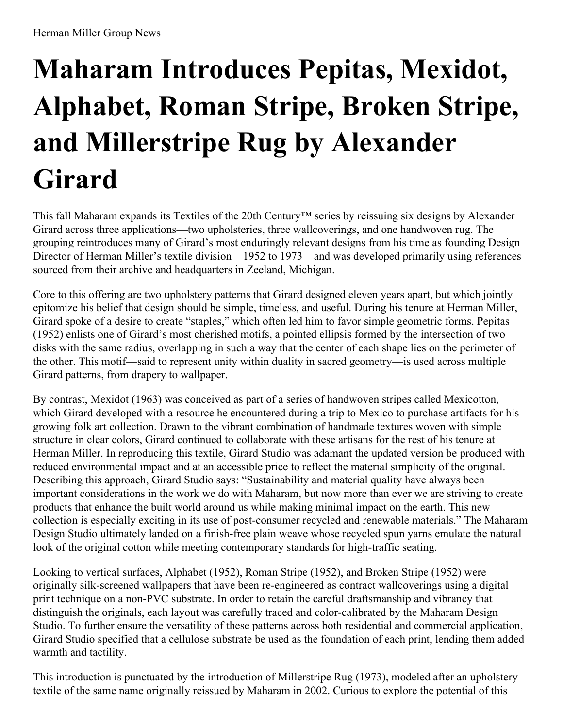Herman Miller Group News

# Maharam Introduces Pepitas, Mexidot, Alphabet, Roman Stripe, Broken Stripe, and Millerstripe Rug by Alexander Girard

This fall Maharam expands its Textiles of the 20th Century™ series by reissuing six designs by Alexander Girard across three applications—two upholsteries, three wallcoverings, and one handwoven rug. The grouping reintroduces many of Girard's most enduringly relevant designs from his time as founding Design Director of Herman Miller's textile division—1952 to 1973—and was developed primarily using references sourced from their archive and headquarters in Zeeland, Michigan.

Core to this offering are two upholstery patterns that Girard designed eleven years apart, but which jointly epitomize his belief that design should be simple, timeless, and useful. During his tenure at Herman Miller, Girard spoke of a desire to create "staples," which often led him to favor simple geometric forms. Pepitas (1952) enlists one of Girard's most cherished motifs, a pointed ellipsis formed by the intersection of two disks with the same radius, overlapping in such a way that the center of each shape lies on the perimeter of the other. This motif—said to represent unity within duality in sacred geometry—is used across multiple Girard patterns, from drapery to wallpaper.

By contrast, Mexidot (1963) was conceived as part of a series of handwoven stripes called Mexicotton, which Girard developed with a resource he encountered during a trip to Mexico to purchase artifacts for his growing folk art collection. Drawn to the vibrant combination of handmade textures woven with simple structure in clear colors, Girard continued to collaborate with these artisans for the rest of his tenure at Herman Miller. In reproducing this textile, Girard Studio was adamant the updated version be produced with reduced environmental impact and at an accessible price to reflect the material simplicity of the original. Describing this approach, Girard Studio says: "Sustainability and material quality have always been important considerations in the work we do with Maharam, but now more than ever we are striving to create products that enhance the built world around us while making minimal impact on the earth. This new collection is especially exciting in its use of post-consumer recycled and renewable materials." The Maharam Design Studio ultimately landed on a finish-free plain weave whose recycled spun yarns emulate the natural look of the original cotton while meeting contemporary standards for high-traffic seating.

Looking to vertical surfaces, Alphabet (1952), Roman Stripe (1952), and Broken Stripe (1952) were originally silk-screened wallpapers that have been re-engineered as contract wallcoverings using a digital print technique on a non-PVC substrate. In order to retain the careful draftsmanship and vibrancy that distinguish the originals, each layout was carefully traced and color-calibrated by the Maharam Design Studio. To further ensure the versatility of these patterns across both residential and commercial application, Girard Studio specified that a cellulose substrate be used as the foundation of each print, lending them added warmth and tactility.

This introduction is punctuated by the introduction of Millerstripe Rug (1973), modeled after an upholstery textile of the same name originally reissued by Maharam in 2002. Curious to explore the potential of this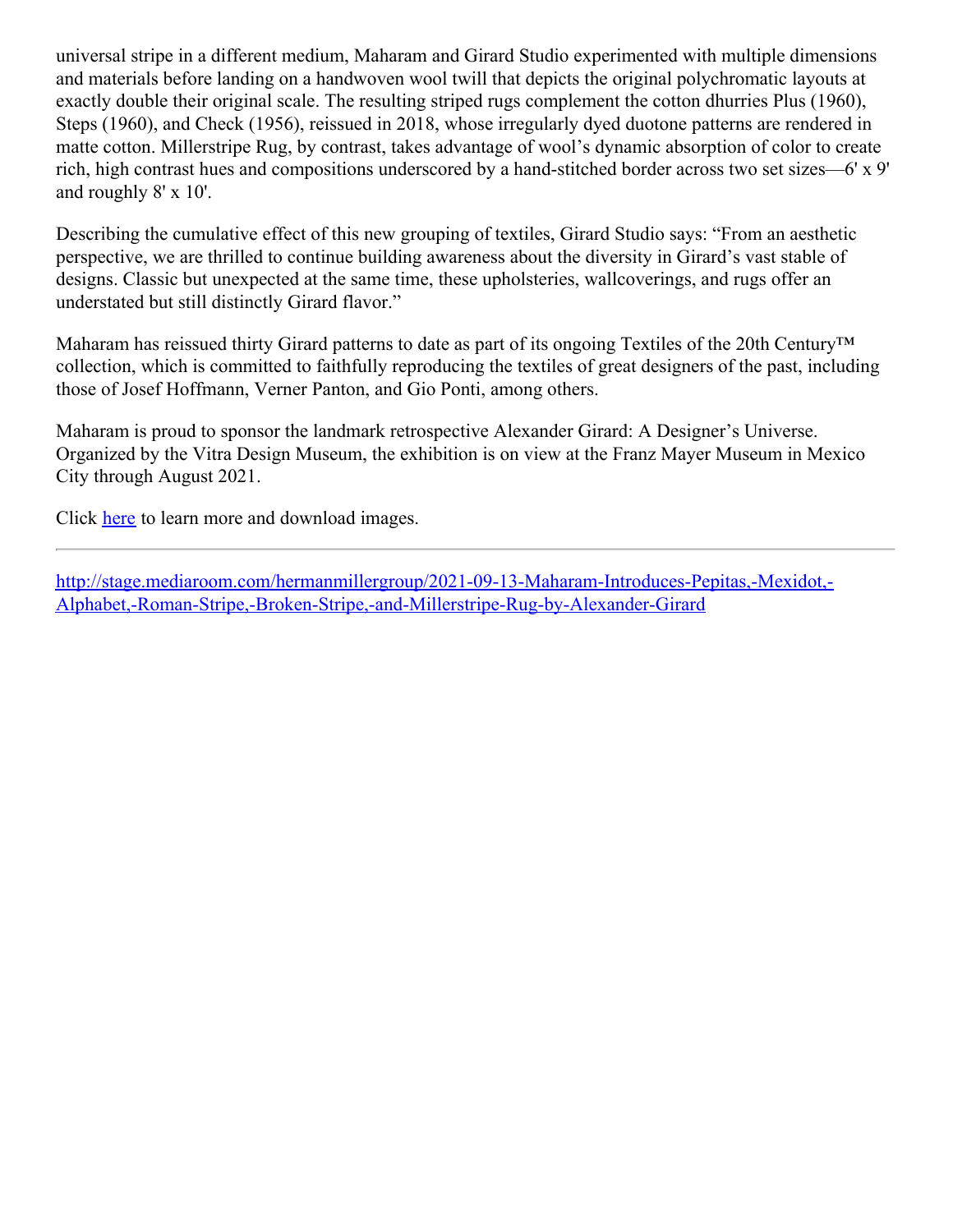universal stripe in a different medium, Maharam and Girard Studio experimented with multiple dimensions and materials before landing on a handwoven wool twill that depicts the original polychromatic layouts at exactly double their original scale. The resulting striped rugs complement the cotton dhurries Plus (1960), Steps (1960), and Check (1956), reissued in 2018, whose irregularly dyed duotone patterns are rendered in matte cotton. Millerstripe Rug, by contrast, takes advantage of wool's dynamic absorption of color to create rich, high contrast hues and compositions underscored by a hand-stitched border across two set sizes—6' x 9' and roughly 8' x 10'.

Describing the cumulative effect of this new grouping of textiles, Girard Studio says: "From an aesthetic perspective, we are thrilled to continue building awareness about the diversity in Girard's vast stable of designs. Classic but unexpected at the same time, these upholsteries, wallcoverings, and rugs offer an understated but still distinctly Girard flavor."

Maharam has reissued thirty Girard patterns to date as part of its ongoing Textiles of the 20th Century™ collection, which is committed to faithfully reproducing the textiles of great designers of the past, including those of Josef Hoffmann, Verner Panton, and Gio Ponti, among others.

Maharam is proud to sponsor the landmark retrospective Alexander Girard: A Designer's Universe. Organized by the Vitra Design Museum, the exhibition is on view at the Franz Mayer Museum in Mexico City through August 2021.

Click [here]() to learn more and download images.

---

[http://stage.mediaroom.com/hermanmillergroup/2021-09-13-Maharam-Introduces-Pepitas,-Mexidot,-Alphabet,-Roman-Stripe,-Broken-Stripe,-and-Millerstripe-Rug-by-Alexander-Girard](http://stage.mediaroom.com/hermanmillergroup/2021-09-13-Maharam-Introduces-Pepitas,-Mexidot,-Alphabet,-Roman-Stripe,-Broken-Stripe,-and-Millerstripe-Rug-by-Alexander-Girard)